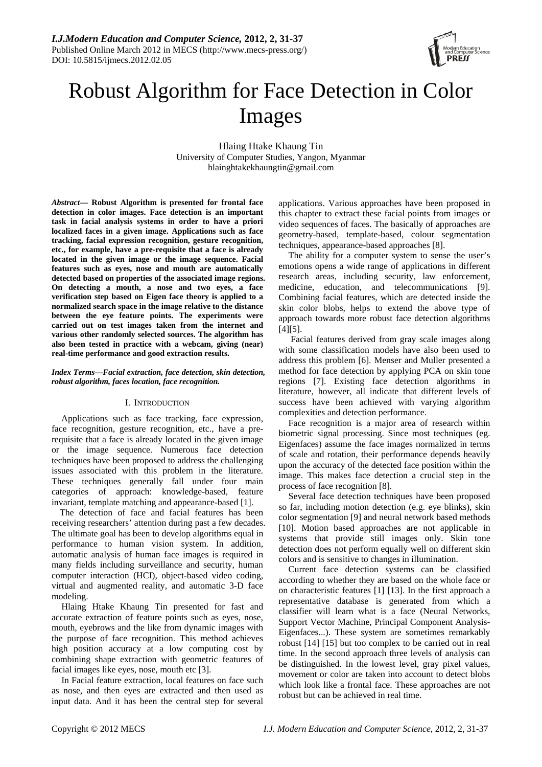# Robust Algorithm for Face Detection in Color Images

Hlaing Htake Khaung Tin
University of Computer Studies, Yangon, Myanmar
hlainghtakekhaungtin@gmail.com

***Abstract*— Robust Algorithm is presented for frontal face detection in color images. Face detection is an important task in facial analysis systems in order to have a priori localized faces in a given image. Applications such as face tracking, facial expression recognition, gesture recognition, etc., for example, have a pre-requisite that a face is already located in the given image or the image sequence. Facial features such as eyes, nose and mouth are automatically detected based on properties of the associated image regions. On detecting a mouth, a nose and two eyes, a face verification step based on Eigen face theory is applied to a normalized search space in the image relative to the distance between the eye feature points. The experiments were carried out on test images taken from the internet and various other randomly selected sources. The algorithm has also been tested in practice with a webcam, giving (near) real-time performance and good extraction results.**

***Index Terms*—*Facial extraction, face detection, skin detection, robust algorithm, faces location, face recognition.***

## I. Introduction

Applications such as face tracking, face expression, face recognition, gesture recognition, etc., have a pre-requisite that a face is already located in the given image or the image sequence. Numerous face detection techniques have been proposed to address the challenging issues associated with this problem in the literature. These techniques generally fall under four main categories of approach: knowledge-based, feature invariant, template matching and appearance-based [1].

The detection of face and facial features has been receiving researchers' attention during past a few decades. The ultimate goal has been to develop algorithms equal in performance to human vision system. In addition, automatic analysis of human face images is required in many fields including surveillance and security, human computer interaction (HCI), object-based video coding, virtual and augmented reality, and automatic 3-D face modeling.

Hlaing Htake Khaung Tin presented for fast and accurate extraction of feature points such as eyes, nose, mouth, eyebrows and the like from dynamic images with the purpose of face recognition. This method achieves high position accuracy at a low computing cost by combining shape extraction with geometric features of facial images like eyes, nose, mouth etc [3].

In Facial feature extraction, local features on face such as nose, and then eyes are extracted and then used as input data. And it has been the central step for several applications. Various approaches have been proposed in this chapter to extract these facial points from images or video sequences of faces. The basically of approaches are geometry-based, template-based, colour segmentation techniques, appearance-based approaches [8].

The ability for a computer system to sense the user's emotions opens a wide range of applications in different research areas, including security, law enforcement, medicine, education, and telecommunications [9]. Combining facial features, which are detected inside the skin color blobs, helps to extend the above type of approach towards more robust face detection algorithms [4][5].

Facial features derived from gray scale images along with some classification models have also been used to address this problem [6]. Menser and Muller presented a method for face detection by applying PCA on skin tone regions [7]. Existing face detection algorithms in literature, however, all indicate that different levels of success have been achieved with varying algorithm complexities and detection performance.

Face recognition is a major area of research within biometric signal processing. Since most techniques (eg. Eigenfaces) assume the face images normalized in terms of scale and rotation, their performance depends heavily upon the accuracy of the detected face position within the image. This makes face detection a crucial step in the process of face recognition [8].

Several face detection techniques have been proposed so far, including motion detection (e.g. eye blinks), skin color segmentation [9] and neural network based methods [10]. Motion based approaches are not applicable in systems that provide still images only. Skin tone detection does not perform equally well on different skin colors and is sensitive to changes in illumination.

Current face detection systems can be classified according to whether they are based on the whole face or on characteristic features [1] [13]. In the first approach a representative database is generated from which a classifier will learn what is a face (Neural Networks, Support Vector Machine, Principal Component Analysis-Eigenfaces...). These system are sometimes remarkably robust [14] [15] but too complex to be carried out in real time. In the second approach three levels of analysis can be distinguished. In the lowest level, gray pixel values, movement or color are taken into account to detect blobs which look like a frontal face. These approaches are not robust but can be achieved in real time.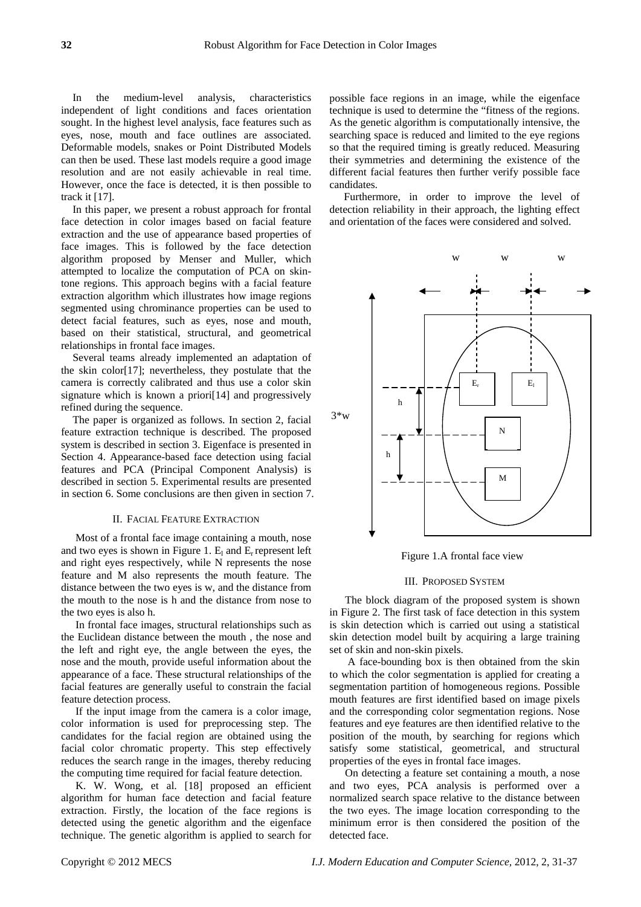In the medium-level analysis, characteristics independent of light conditions and faces orientation sought. In the highest level analysis, face features such as eyes, nose, mouth and face outlines are associated. Deformable models, snakes or Point Distributed Models can then be used. These last models require a good image resolution and are not easily achievable in real time. However, once the face is detected, it is then possible to track it [17].

In this paper, we present a robust approach for frontal face detection in color images based on facial feature extraction and the use of appearance based properties of face images. This is followed by the face detection algorithm proposed by Menser and Muller, which attempted to localize the computation of PCA on skin-tone regions. This approach begins with a facial feature extraction algorithm which illustrates how image regions segmented using chrominance properties can be used to detect facial features, such as eyes, nose and mouth, based on their statistical, structural, and geometrical relationships in frontal face images.

Several teams already implemented an adaptation of the skin color[17]; nevertheless, they postulate that the camera is correctly calibrated and thus use a color skin signature which is known a priori[14] and progressively refined during the sequence.

The paper is organized as follows. In section 2, facial feature extraction technique is described. The proposed system is described in section 3. Eigenface is presented in Section 4. Appearance-based face detection using facial features and PCA (Principal Component Analysis) is described in section 5. Experimental results are presented in section 6. Some conclusions are then given in section 7.

## II. Facial Feature Extraction

Most of a frontal face image containing a mouth, nose and two eyes is shown in Figure 1. $E_l$ and $E_r$ represent left and right eyes respectively, while N represents the nose feature and M also represents the mouth feature. The distance between the two eyes is w, and the distance from the mouth to the nose is h and the distance from nose to the two eyes is also h.

In frontal face images, structural relationships such as the Euclidean distance between the mouth , the nose and the left and right eye, the angle between the eyes, the nose and the mouth, provide useful information about the appearance of a face. These structural relationships of the facial features are generally useful to constrain the facial feature detection process.

If the input image from the camera is a color image, color information is used for preprocessing step. The candidates for the facial region are obtained using the facial color chromatic property. This step effectively reduces the search range in the images, thereby reducing the computing time required for facial feature detection.

K. W. Wong, et al. [18] proposed an efficient algorithm for human face detection and facial feature extraction. Firstly, the location of the face regions is detected using the genetic algorithm and the eigenface technique. The genetic algorithm is applied to search for possible face regions in an image, while the eigenface technique is used to determine the "fitness of the regions. As the genetic algorithm is computationally intensive, the searching space is reduced and limited to the eye regions so that the required timing is greatly reduced. Measuring their symmetries and determining the existence of the different facial features then further verify possible face candidates.

Furthermore, in order to improve the level of detection reliability in their approach, the lighting effect and orientation of the faces were considered and solved.

Figure 1.A frontal face view

## III. Proposed System

The block diagram of the proposed system is shown in Figure 2. The first task of face detection in this system is skin detection which is carried out using a statistical skin detection model built by acquiring a large training set of skin and non-skin pixels.

A face-bounding box is then obtained from the skin to which the color segmentation is applied for creating a segmentation partition of homogeneous regions. Possible mouth features are first identified based on image pixels and the corresponding color segmentation regions. Nose features and eye features are then identified relative to the position of the mouth, by searching for regions which satisfy some statistical, geometrical, and structural properties of the eyes in frontal face images.

On detecting a feature set containing a mouth, a nose and two eyes, PCA analysis is performed over a normalized search space relative to the distance between the two eyes. The image location corresponding to the minimum error is then considered the position of the detected face.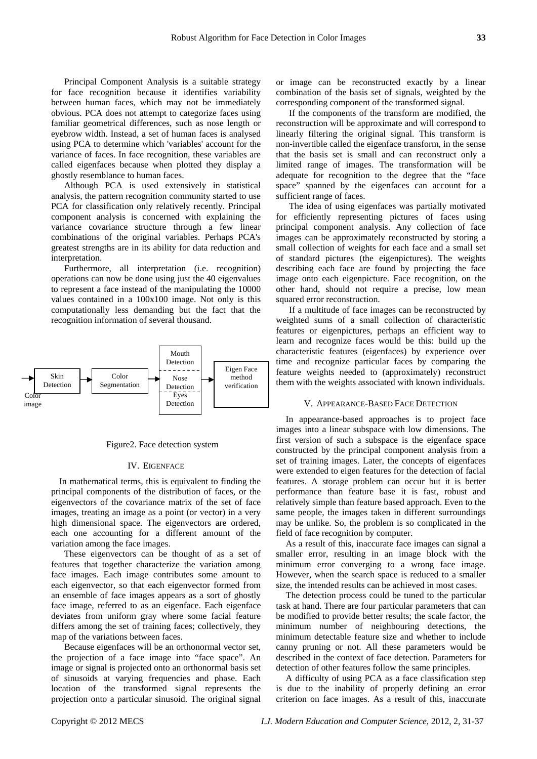Principal Component Analysis is a suitable strategy for face recognition because it identifies variability between human faces, which may not be immediately obvious. PCA does not attempt to categorize faces using familiar geometrical differences, such as nose length or eyebrow width. Instead, a set of human faces is analysed using PCA to determine which 'variables' account for the variance of faces. In face recognition, these variables are called eigenfaces because when plotted they display a ghostly resemblance to human faces.

Although PCA is used extensively in statistical analysis, the pattern recognition community started to use PCA for classification only relatively recently. Principal component analysis is concerned with explaining the variance covariance structure through a few linear combinations of the original variables. Perhaps PCA's greatest strengths are in its ability for data reduction and interpretation.

Furthermore, all interpretation (i.e. recognition) operations can now be done using just the 40 eigenvalues to represent a face instead of the manipulating the 10000 values contained in a 100x100 image. Not only is this computationally less demanding but the fact that the recognition information of several thousand.

Color image → Skin Detection → Color Segmentation → Mouth Detection / Nose Detection / Eyes Detection → Eigen Face method verification

Figure2. Face detection system

## IV. EIGENFACE

In mathematical terms, this is equivalent to finding the principal components of the distribution of faces, or the eigenvectors of the covariance matrix of the set of face images, treating an image as a point (or vector) in a very high dimensional space. The eigenvectors are ordered, each one accounting for a different amount of the variation among the face images.

These eigenvectors can be thought of as a set of features that together characterize the variation among face images. Each image contributes some amount to each eigenvector, so that each eigenvector formed from an ensemble of face images appears as a sort of ghostly face image, referred to as an eigenface. Each eigenface deviates from uniform gray where some facial feature differs among the set of training faces; collectively, they map of the variations between faces.

Because eigenfaces will be an orthonormal vector set, the projection of a face image into "face space". An image or signal is projected onto an orthonormal basis set of sinusoids at varying frequencies and phase. Each location of the transformed signal represents the projection onto a particular sinusoid. The original signal or image can be reconstructed exactly by a linear combination of the basis set of signals, weighted by the corresponding component of the transformed signal.

If the components of the transform are modified, the reconstruction will be approximate and will correspond to linearly filtering the original signal. This transform is non-invertible called the eigenface transform, in the sense that the basis set is small and can reconstruct only a limited range of images. The transformation will be adequate for recognition to the degree that the "face space" spanned by the eigenfaces can account for a sufficient range of faces.

The idea of using eigenfaces was partially motivated for efficiently representing pictures of faces using principal component analysis. Any collection of face images can be approximately reconstructed by storing a small collection of weights for each face and a small set of standard pictures (the eigenpictures). The weights describing each face are found by projecting the face image onto each eigenpicture. Face recognition, on the other hand, should not require a precise, low mean squared error reconstruction.

If a multitude of face images can be reconstructed by weighted sums of a small collection of characteristic features or eigenpictures, perhaps an efficient way to learn and recognize faces would be this: build up the characteristic features (eigenfaces) by experience over time and recognize particular faces by comparing the feature weights needed to (approximately) reconstruct them with the weights associated with known individuals.

## V. APPEARANCE-BASED FACE DETECTION

In appearance-based approaches is to project face images into a linear subspace with low dimensions. The first version of such a subspace is the eigenface space constructed by the principal component analysis from a set of training images. Later, the concepts of eigenfaces were extended to eigen features for the detection of facial features. A storage problem can occur but it is better performance than feature base it is fast, robust and relatively simple than feature based approach. Even to the same people, the images taken in different surroundings may be unlike. So, the problem is so complicated in the field of face recognition by computer.

As a result of this, inaccurate face images can signal a smaller error, resulting in an image block with the minimum error converging to a wrong face image. However, when the search space is reduced to a smaller size, the intended results can be achieved in most cases.

The detection process could be tuned to the particular task at hand. There are four particular parameters that can be modified to provide better results; the scale factor, the minimum number of neighbouring detections, the minimum detectable feature size and whether to include canny pruning or not. All these parameters would be described in the context of face detection. Parameters for detection of other features follow the same principles.

A difficulty of using PCA as a face classification step is due to the inability of properly defining an error criterion on face images. As a result of this, inaccurate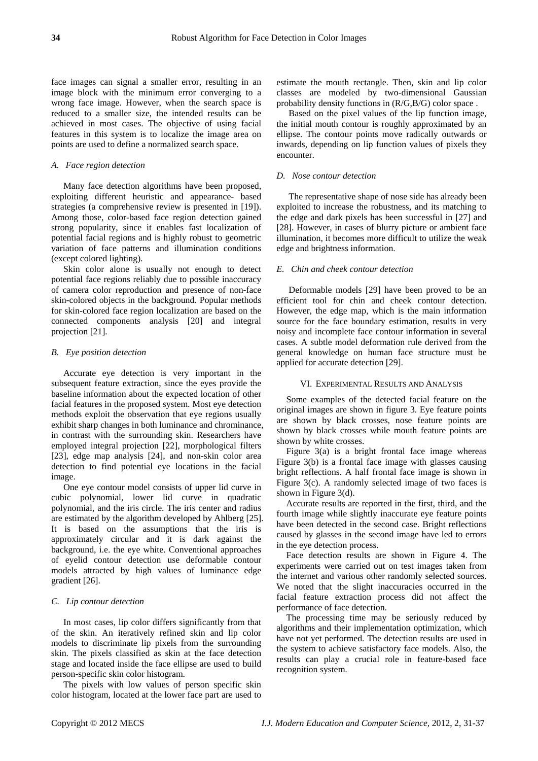face images can signal a smaller error, resulting in an image block with the minimum error converging to a wrong face image. However, when the search space is reduced to a smaller size, the intended results can be achieved in most cases. The objective of using facial features in this system is to localize the image area on points are used to define a normalized search space.

### *A. Face region detection*

Many face detection algorithms have been proposed, exploiting different heuristic and appearance- based strategies (a comprehensive review is presented in [19]). Among those, color-based face region detection gained strong popularity, since it enables fast localization of potential facial regions and is highly robust to geometric variation of face patterns and illumination conditions (except colored lighting).

Skin color alone is usually not enough to detect potential face regions reliably due to possible inaccuracy of camera color reproduction and presence of non-face skin-colored objects in the background. Popular methods for skin-colored face region localization are based on the connected components analysis [20] and integral projection [21].

### *B. Eye position detection*

Accurate eye detection is very important in the subsequent feature extraction, since the eyes provide the baseline information about the expected location of other facial features in the proposed system. Most eye detection methods exploit the observation that eye regions usually exhibit sharp changes in both luminance and chrominance, in contrast with the surrounding skin. Researchers have employed integral projection [22], morphological filters [23], edge map analysis [24], and non-skin color area detection to find potential eye locations in the facial image.

One eye contour model consists of upper lid curve in cubic polynomial, lower lid curve in quadratic polynomial, and the iris circle. The iris center and radius are estimated by the algorithm developed by Ahlberg [25]. It is based on the assumptions that the iris is approximately circular and it is dark against the background, i.e. the eye white. Conventional approaches of eyelid contour detection use deformable contour models attracted by high values of luminance edge gradient [26].

### *C. Lip contour detection*

In most cases, lip color differs significantly from that of the skin. An iteratively refined skin and lip color models to discriminate lip pixels from the surrounding skin. The pixels classified as skin at the face detection stage and located inside the face ellipse are used to build person-specific skin color histogram.

The pixels with low values of person specific skin color histogram, located at the lower face part are used to estimate the mouth rectangle. Then, skin and lip color classes are modeled by two-dimensional Gaussian probability density functions in (R/G,B/G) color space .

Based on the pixel values of the lip function image, the initial mouth contour is roughly approximated by an ellipse. The contour points move radically outwards or inwards, depending on lip function values of pixels they encounter.

### *D. Nose contour detection*

The representative shape of nose side has already been exploited to increase the robustness, and its matching to the edge and dark pixels has been successful in [27] and [28]. However, in cases of blurry picture or ambient face illumination, it becomes more difficult to utilize the weak edge and brightness information.

### *E. Chin and cheek contour detection*

Deformable models [29] have been proved to be an efficient tool for chin and cheek contour detection. However, the edge map, which is the main information source for the face boundary estimation, results in very noisy and incomplete face contour information in several cases. A subtle model deformation rule derived from the general knowledge on human face structure must be applied for accurate detection [29].

## VI. Experimental Results and Analysis

Some examples of the detected facial feature on the original images are shown in figure 3. Eye feature points are shown by black crosses, nose feature points are shown by black crosses while mouth feature points are shown by white crosses.

Figure 3(a) is a bright frontal face image whereas Figure 3(b) is a frontal face image with glasses causing bright reflections. A half frontal face image is shown in Figure 3(c). A randomly selected image of two faces is shown in Figure 3(d).

Accurate results are reported in the first, third, and the fourth image while slightly inaccurate eye feature points have been detected in the second case. Bright reflections caused by glasses in the second image have led to errors in the eye detection process.

Face detection results are shown in Figure 4. The experiments were carried out on test images taken from the internet and various other randomly selected sources. We noted that the slight inaccuracies occurred in the facial feature extraction process did not affect the performance of face detection.

The processing time may be seriously reduced by algorithms and their implementation optimization, which have not yet performed. The detection results are used in the system to achieve satisfactory face models. Also, the results can play a crucial role in feature-based face recognition system.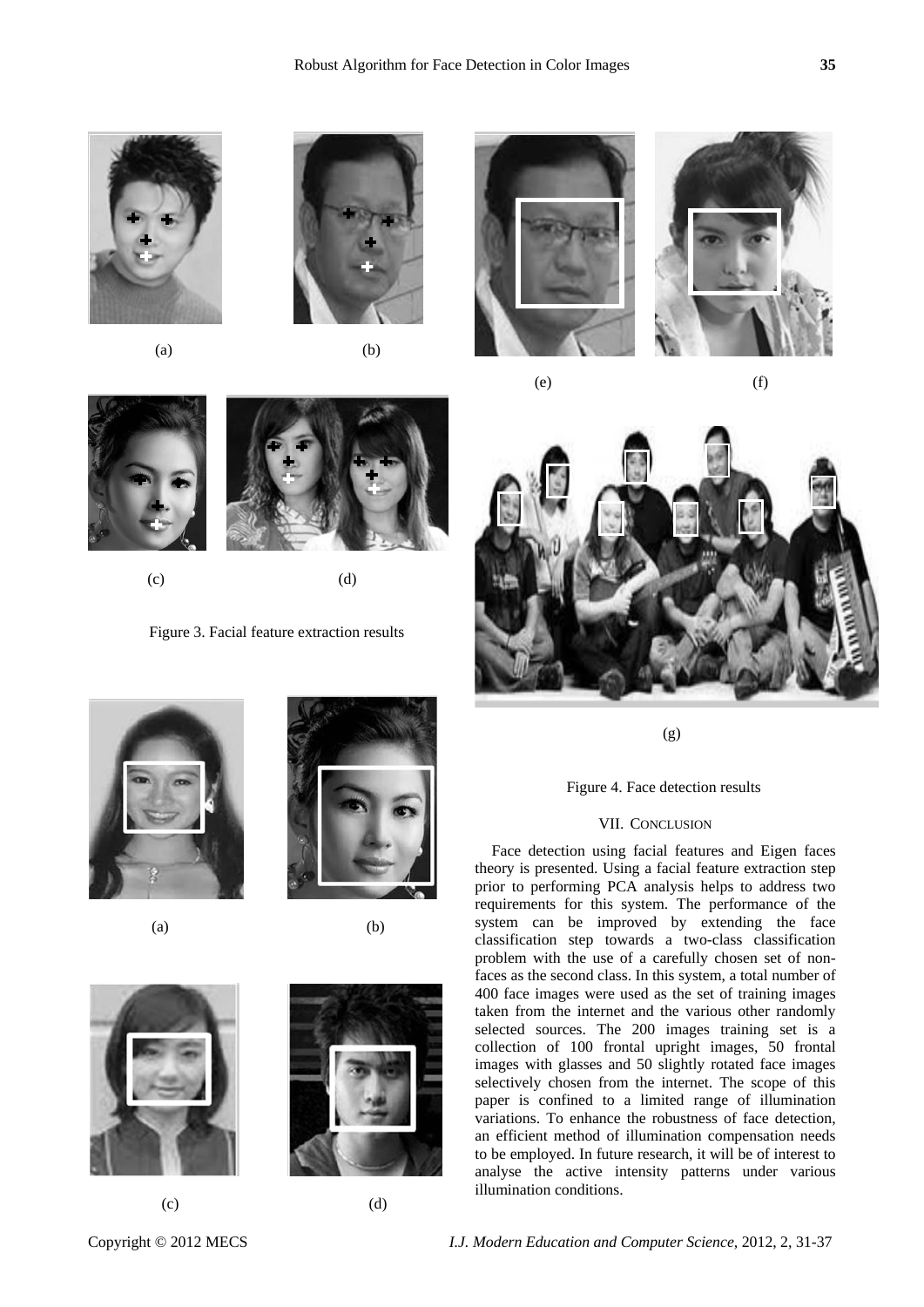(a) (b)

(c) (d)

Figure 3. Facial feature extraction results

(a) (b)

(c) (d)

(e) (f)

(g)

Figure 4. Face detection results

## VII. Conclusion

Face detection using facial features and Eigen faces theory is presented. Using a facial feature extraction step prior to performing PCA analysis helps to address two requirements for this system. The performance of the system can be improved by extending the face classification step towards a two-class classification problem with the use of a carefully chosen set of non-faces as the second class. In this system, a total number of 400 face images were used as the set of training images taken from the internet and the various other randomly selected sources. The 200 images training set is a collection of 100 frontal upright images, 50 frontal images with glasses and 50 slightly rotated face images selectively chosen from the internet. The scope of this paper is confined to a limited range of illumination variations. To enhance the robustness of face detection, an efficient method of illumination compensation needs to be employed. In future research, it will be of interest to analyse the active intensity patterns under various illumination conditions.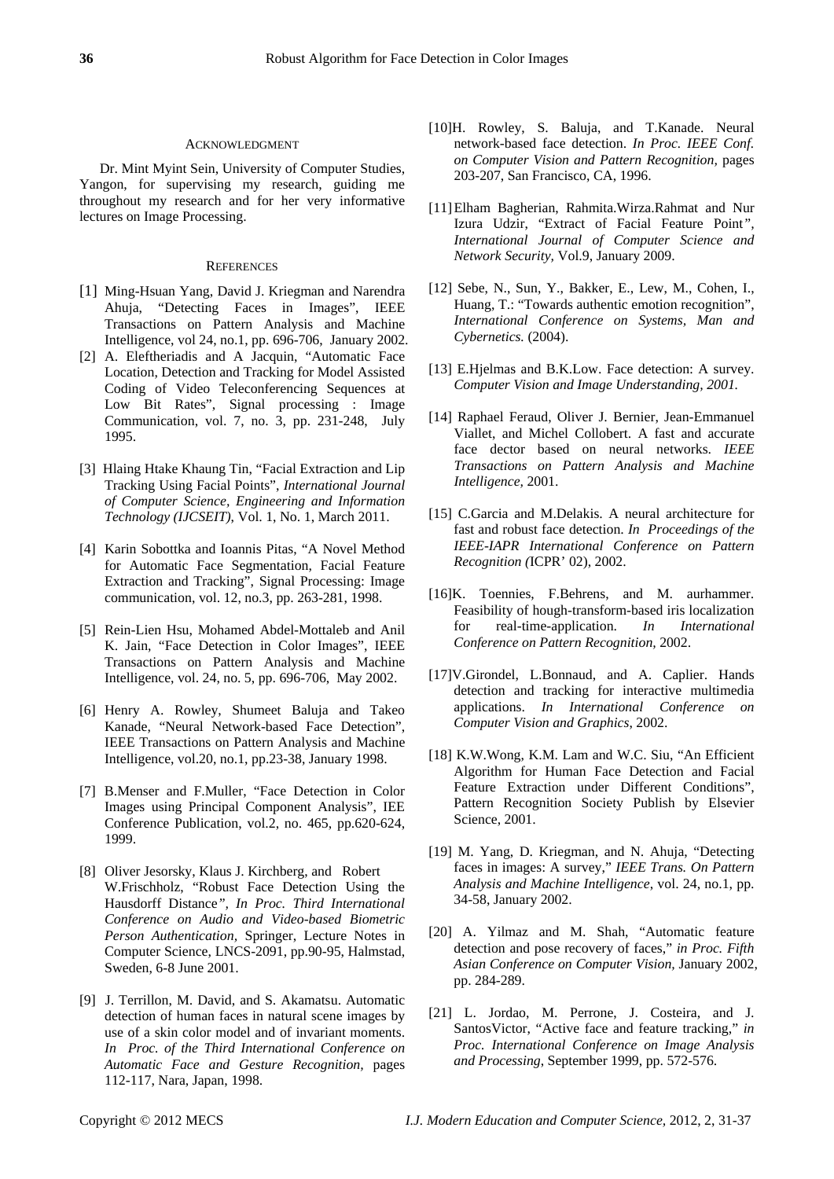## ACKNOWLEDGMENT

Dr. Mint Myint Sein, University of Computer Studies, Yangon, for supervising my research, guiding me throughout my research and for her very informative lectures on Image Processing.

## REFERENCES

[1] Ming-Hsuan Yang, David J. Kriegman and Narendra Ahuja, "Detecting Faces in Images", IEEE Transactions on Pattern Analysis and Machine Intelligence, vol 24, no.1, pp. 696-706, January 2002.

[2] A. Eleftheriadis and A Jacquin, "Automatic Face Location, Detection and Tracking for Model Assisted Coding of Video Teleconferencing Sequences at Low Bit Rates", Signal processing : Image Communication, vol. 7, no. 3, pp. 231-248, July 1995.

[3] Hlaing Htake Khaung Tin, "Facial Extraction and Lip Tracking Using Facial Points", *International Journal of Computer Science, Engineering and Information Technology (IJCSEIT)*, Vol. 1, No. 1, March 2011.

[4] Karin Sobottka and Ioannis Pitas, "A Novel Method for Automatic Face Segmentation, Facial Feature Extraction and Tracking", Signal Processing: Image communication, vol. 12, no.3, pp. 263-281, 1998.

[5] Rein-Lien Hsu, Mohamed Abdel-Mottaleb and Anil K. Jain, "Face Detection in Color Images", IEEE Transactions on Pattern Analysis and Machine Intelligence, vol. 24, no. 5, pp. 696-706, May 2002.

[6] Henry A. Rowley, Shumeet Baluja and Takeo Kanade, "Neural Network-based Face Detection", IEEE Transactions on Pattern Analysis and Machine Intelligence, vol.20, no.1, pp.23-38, January 1998.

[7] B.Menser and F.Muller, "Face Detection in Color Images using Principal Component Analysis", IEE Conference Publication, vol.2, no. 465, pp.620-624, 1999.

[8] Oliver Jesorsky, Klaus J. Kirchberg, and Robert W.Frischholz, "Robust Face Detection Using the Hausdorff Distance*", In Proc. Third International Conference on Audio and Video-based Biometric Person Authentication*, Springer, Lecture Notes in Computer Science, LNCS-2091, pp.90-95, Halmstad, Sweden, 6-8 June 2001.

[9] J. Terrillon, M. David, and S. Akamatsu. Automatic detection of human faces in natural scene images by use of a skin color model and of invariant moments. *In Proc. of the Third International Conference on Automatic Face and Gesture Recognition*, pages 112-117, Nara, Japan, 1998.

[10] H. Rowley, S. Baluja, and T.Kanade. Neural network-based face detection. *In Proc. IEEE Conf. on Computer Vision and Pattern Recognition*, pages 203-207, San Francisco, CA, 1996.

[11] Elham Bagherian, Rahmita.Wirza.Rahmat and Nur Izura Udzir, "Extract of Facial Feature Point*", International Journal of Computer Science and Network Security*, Vol.9, January 2009.

[12] Sebe, N., Sun, Y., Bakker, E., Lew, M., Cohen, I., Huang, T.: "Towards authentic emotion recognition", *International Conference on Systems, Man and Cybernetics.* (2004).

[13] E.Hjelmas and B.K.Low. Face detection: A survey. *Computer Vision and Image Understanding, 2001.*

[14] Raphael Feraud, Oliver J. Bernier, Jean-Emmanuel Viallet, and Michel Collobert. A fast and accurate face dector based on neural networks. *IEEE Transactions on Pattern Analysis and Machine Intelligence,* 2001.

[15] C.Garcia and M.Delakis. A neural architecture for fast and robust face detection. *In Proceedings of the IEEE-IAPR International Conference on Pattern Recognition (*ICPR' 02), 2002.

[16] K. Toennies, F.Behrens, and M. aurhammer. Feasibility of hough-transform-based iris localization for real-time-application. *In International Conference on Pattern Recognition,* 2002.

[17] V.Girondel, L.Bonnaud, and A. Caplier. Hands detection and tracking for interactive multimedia applications. *In International Conference on Computer Vision and Graphics,* 2002.

[18] K.W.Wong, K.M. Lam and W.C. Siu, "An Efficient Algorithm for Human Face Detection and Facial Feature Extraction under Different Conditions", Pattern Recognition Society Publish by Elsevier Science, 2001.

[19] M. Yang, D. Kriegman, and N. Ahuja, "Detecting faces in images: A survey," *IEEE Trans. On Pattern Analysis and Machine Intelligence*, vol. 24, no.1, pp. 34-58, January 2002.

[20] A. Yilmaz and M. Shah, "Automatic feature detection and pose recovery of faces," *in Proc. Fifth Asian Conference on Computer Vision*, January 2002, pp. 284-289.

[21] L. Jordao, M. Perrone, J. Costeira, and J. SantosVictor, "Active face and feature tracking," *in Proc. International Conference on Image Analysis and Processing*, September 1999, pp. 572-576.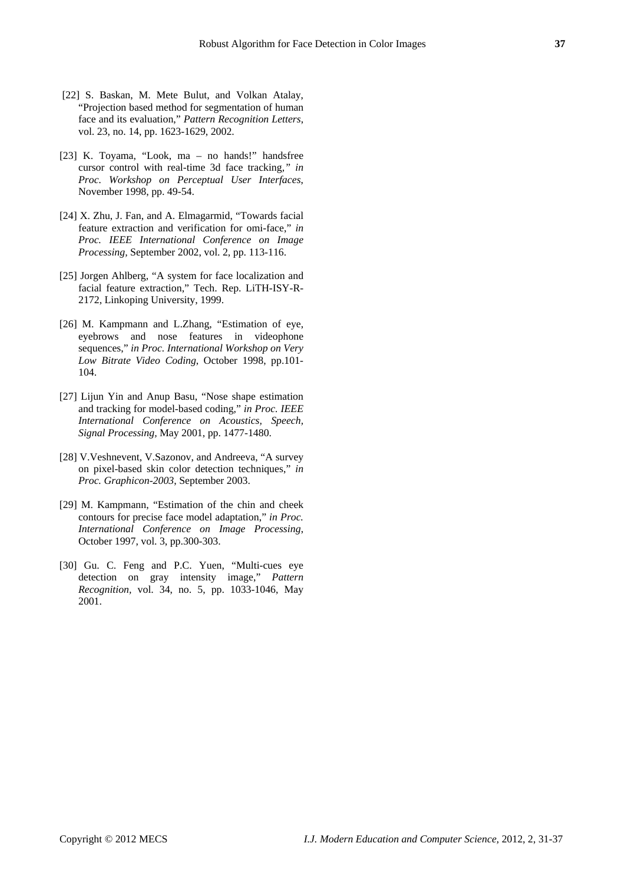[22] S. Baskan, M. Mete Bulut, and Volkan Atalay, "Projection based method for segmentation of human face and its evaluation," *Pattern Recognition Letters*, vol. 23, no. 14, pp. 1623-1629, 2002.

[23] K. Toyama, "Look, ma – no hands!" handsfree cursor control with real-time 3d face tracking," *in Proc. Workshop on Perceptual User Interfaces*, November 1998, pp. 49-54.

[24] X. Zhu, J. Fan, and A. Elmagarmid, "Towards facial feature extraction and verification for omi-face," *in Proc. IEEE International Conference on Image Processing*, September 2002, vol. 2, pp. 113-116.

[25] Jorgen Ahlberg, "A system for face localization and facial feature extraction," Tech. Rep. LiTH-ISY-R-2172, Linkoping University, 1999.

[26] M. Kampmann and L.Zhang, "Estimation of eye, eyebrows and nose features in videophone sequences," *in Proc. International Workshop on Very Low Bitrate Video Coding*, October 1998, pp.101-104.

[27] Lijun Yin and Anup Basu, "Nose shape estimation and tracking for model-based coding," *in Proc. IEEE International Conference on Acoustics, Speech, Signal Processing*, May 2001, pp. 1477-1480.

[28] V.Veshnevent, V.Sazonov, and Andreeva, "A survey on pixel-based skin color detection techniques," *in Proc. Graphicon-2003*, September 2003.

[29] M. Kampmann, "Estimation of the chin and cheek contours for precise face model adaptation," *in Proc. International Conference on Image Processing*, October 1997, vol. 3, pp.300-303.

[30] Gu. C. Feng and P.C. Yuen, "Multi-cues eye detection on gray intensity image," *Pattern Recognition*, vol. 34, no. 5, pp. 1033-1046, May 2001.